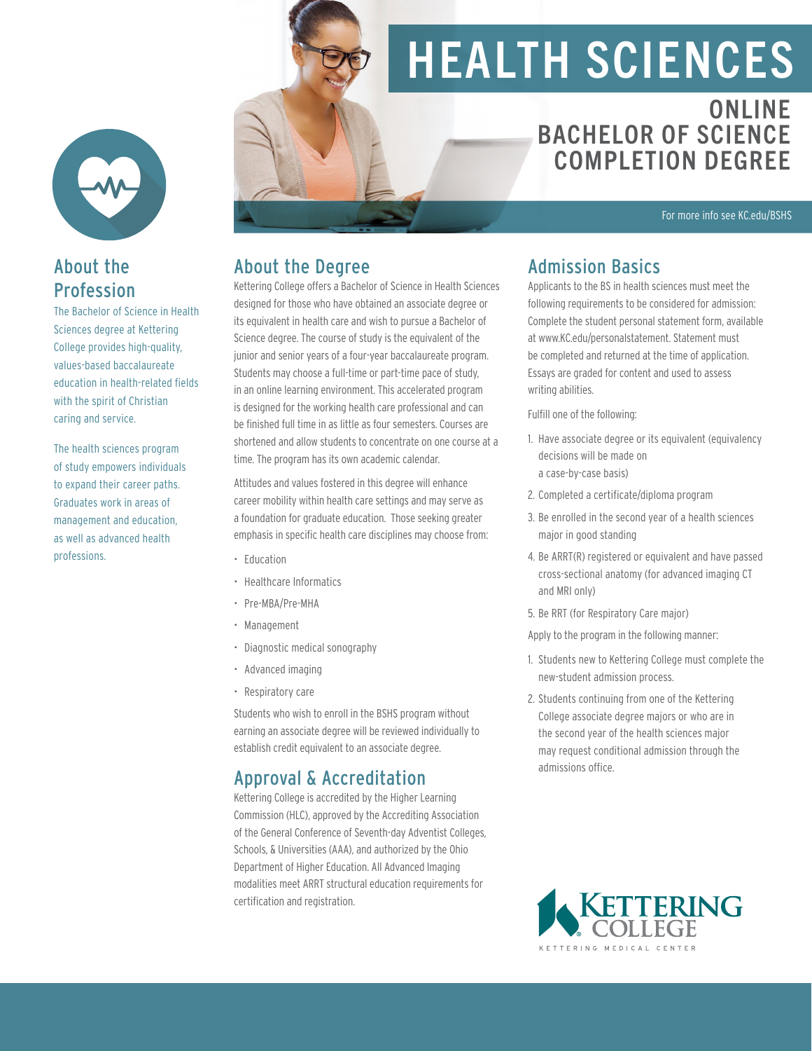# HEALTH SCIENCES

## ONLINE BACHELOR OF SCIENCE COMPLETION DEGREE

For more info see KC.edu/BSHS

## About the Profession

The Bachelor of Science in Health Sciences degree at Kettering College provides high-quality, values-based baccalaureate education in health-related fields with the spirit of Christian caring and service.

The health sciences program of study empowers individuals to expand their career paths. Graduates work in areas of management and education, as well as advanced health professions.

## About the Degree

Kettering College offers a Bachelor of Science in Health Sciences designed for those who have obtained an associate degree or its equivalent in health care and wish to pursue a Bachelor of Science degree. The course of study is the equivalent of the junior and senior years of a four-year baccalaureate program. Students may choose a full-time or part-time pace of study, in an online learning environment. This accelerated program is designed for the working health care professional and can be finished full time in as little as four semesters. Courses are shortened and allow students to concentrate on one course at a time. The program has its own academic calendar.

Attitudes and values fostered in this degree will enhance career mobility within health care settings and may serve as a foundation for graduate education. Those seeking greater emphasis in specific health care disciplines may choose from:

- Education
- Healthcare Informatics
- Pre-MBA/Pre-MHA
- Management
- Diagnostic medical sonography
- Advanced imaging
- Respiratory care

Students who wish to enroll in the BSHS program without earning an associate degree will be reviewed individually to establish credit equivalent to an associate degree.

## Approval & Accreditation

Kettering College is accredited by the Higher Learning Commission (HLC), approved by the Accrediting Association of the General Conference of Seventh-day Adventist Colleges, Schools, & Universities (AAA), and authorized by the Ohio Department of Higher Education. All Advanced Imaging modalities meet ARRT structural education requirements for certification and registration.

## Admission Basics

Applicants to the BS in health sciences must meet the following requirements to be considered for admission: Complete the student personal statement form, available at www.KC.edu/personalstatement. Statement must be completed and returned at the time of application. Essays are graded for content and used to assess writing abilities.

Fulfill one of the following:

1. Have associate degree or its equivalent (equivalency decisions will be made on a case-by-case basis)
2. Completed a certificate/diploma program
3. Be enrolled in the second year of a health sciences major in good standing
4. Be ARRT(R) registered or equivalent and have passed cross-sectional anatomy (for advanced imaging CT and MRI only)
5. Be RRT (for Respiratory Care major)

Apply to the program in the following manner:

1. Students new to Kettering College must complete the new-student admission process.
2. Students continuing from one of the Kettering College associate degree majors or who are in the second year of the health sciences major may request conditional admission through the admissions office.

KETTERING COLLEGE
KETTERING MEDICAL CENTER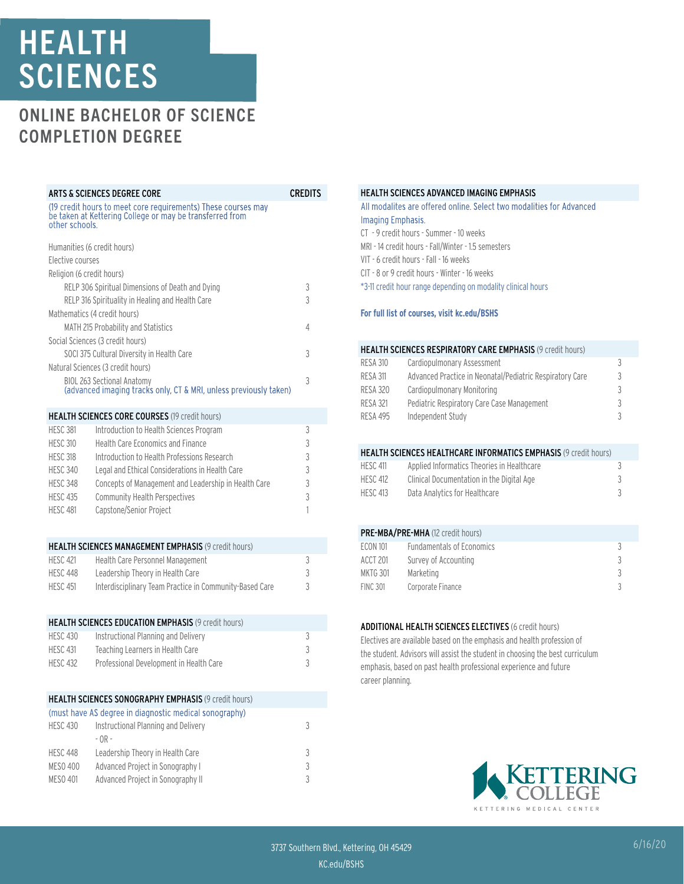# HEALTH SCIENCES

## ONLINE BACHELOR OF SCIENCE COMPLETION DEGREE

| ARTS & SCIENCES DEGREE CORE | CREDITS |
|---|---|
| (19 credit hours to meet core requirements) These courses may be taken at Kettering College or may be transferred from other schools. | |
| Humanities (6 credit hours) | |
| Elective courses | |
| Religion (6 credit hours) | |
| RELP 306 Spiritual Dimensions of Death and Dying | 3 |
| RELP 316 Spirituality in Healing and Health Care | 3 |
| Mathematics (4 credit hours) | |
| MATH 215 Probability and Statistics | 4 |
| Social Sciences (3 credit hours) | |
| SOCI 375 Cultural Diversity in Health Care | 3 |
| Natural Sciences (3 credit hours) | |
| BIOL 263 Sectional Anatomy (advanced imaging tracks only, CT & MRI, unless previously taken) | 3 |

| **HEALTH SCIENCES CORE COURSES** (19 credit hours) | | |
|---|---|---|
| HESC 381 | Introduction to Health Sciences Program | 3 |
| HESC 310 | Health Care Economics and Finance | 3 |
| HESC 318 | Introduction to Health Professions Research | 3 |
| HESC 340 | Legal and Ethical Considerations in Health Care | 3 |
| HESC 348 | Concepts of Management and Leadership in Health Care | 3 |
| HESC 435 | Community Health Perspectives | 3 |
| HESC 481 | Capstone/Senior Project | 1 |

| **HEALTH SCIENCES MANAGEMENT EMPHASIS** (9 credit hours) | | |
|---|---|---|
| HESC 421 | Health Care Personnel Management | 3 |
| HESC 448 | Leadership Theory in Health Care | 3 |
| HESC 451 | Interdisciplinary Team Practice in Community-Based Care | 3 |

| **HEALTH SCIENCES EDUCATION EMPHASIS** (9 credit hours) | | |
|---|---|---|
| HESC 430 | Instructional Planning and Delivery | 3 |
| HESC 431 | Teaching Learners in Health Care | 3 |
| HESC 432 | Professional Development in Health Care | 3 |

| **HEALTH SCIENCES SONOGRAPHY EMPHASIS** (9 credit hours) | | |
|---|---|---|
| (must have AS degree in diagnostic medical sonography) | | |
| HESC 430 | Instructional Planning and Delivery | 3 |
| | - OR - | |
| HESC 448 | Leadership Theory in Health Care | 3 |
| MESO 400 | Advanced Project in Sonography I | 3 |
| MESO 401 | Advanced Project in Sonography II | 3 |

### HEALTH SCIENCES ADVANCED IMAGING EMPHASIS

All modalites are offered online. Select two modalities for Advanced Imaging Emphasis.

CT - 9 credit hours - Summer - 10 weeks
MRI - 14 credit hours - Fall/Winter - 1.5 semesters
VIT - 6 credit hours - Fall - 16 weeks
CIT - 8 or 9 credit hours - Winter - 16 weeks
*3-11 credit hour range depending on modality clinical hours

**For full list of courses, visit kc.edu/BSHS**

| **HEALTH SCIENCES RESPIRATORY CARE EMPHASIS** (9 credit hours) | | |
|---|---|---|
| RESA 310 | Cardiopulmonary Assessment | 3 |
| RESA 311 | Advanced Practice in Neonatal/Pediatric Respiratory Care | 3 |
| RESA 320 | Cardiopulmonary Monitoring | 3 |
| RESA 321 | Pediatric Respiratory Care Case Management | 3 |
| RESA 495 | Independent Study | 3 |

| **HEALTH SCIENCES HEALTHCARE INFORMATICS EMPHASIS** (9 credit hours) | | |
|---|---|---|
| HESC 411 | Applied Informatics Theories in Healthcare | 3 |
| HESC 412 | Clinical Documentation in the Digital Age | 3 |
| HESC 413 | Data Analytics for Healthcare | 3 |

| **PRE-MBA/PRE-MHA** (12 credit hours) | | |
|---|---|---|
| ECON 101 | Fundamentals of Economics | 3 |
| ACCT 201 | Survey of Accounting | 3 |
| MKTG 301 | Marketing | 3 |
| FINC 301 | Corporate Finance | 3 |

**ADDITIONAL HEALTH SCIENCES ELECTIVES** (6 credit hours)

Electives are available based on the emphasis and health profession of the student. Advisors will assist the student in choosing the best curriculum emphasis, based on past health professional experience and future career planning.

KETTERING COLLEGE
KETTERING MEDICAL CENTER

3737 Southern Blvd., Kettering, OH 45429
KC.edu/BSHS

6/16/20